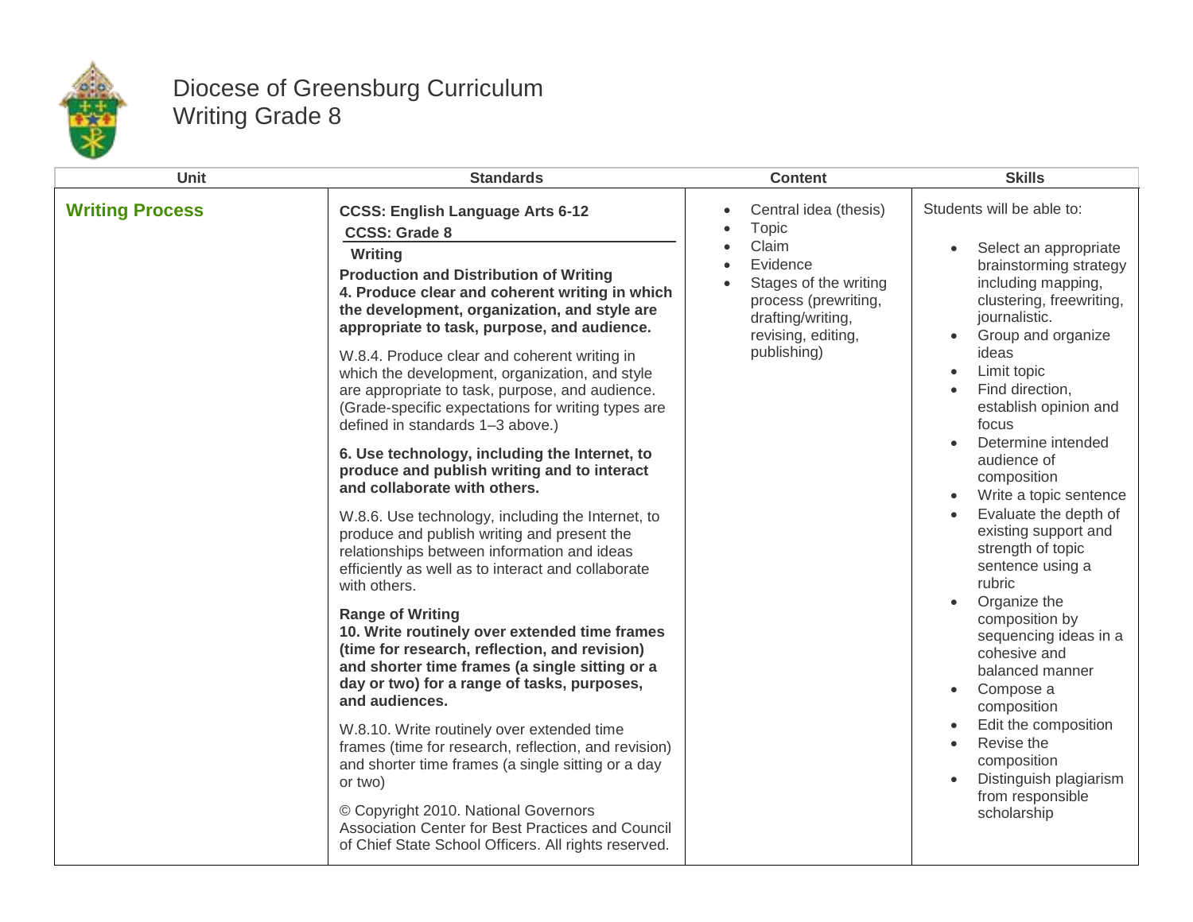# Diocese of Greensburg Curriculum
## Writing Grade 8

| Unit | Standards | Content | Skills |
|---|---|---|---|
| **Writing Process** | **CCSS: English Language Arts 6-12**<br>**CCSS: Grade 8**<br>**Writing**<br>**Production and Distribution of Writing**<br>**4. Produce clear and coherent writing in which the development, organization, and style are appropriate to task, purpose, and audience.**<br><br>W.8.4. Produce clear and coherent writing in which the development, organization, and style are appropriate to task, purpose, and audience. (Grade-specific expectations for writing types are defined in standards 1–3 above.)<br><br>**6. Use technology, including the Internet, to produce and publish writing and to interact and collaborate with others.**<br><br>W.8.6. Use technology, including the Internet, to produce and publish writing and present the relationships between information and ideas efficiently as well as to interact and collaborate with others.<br><br>**Range of Writing**<br>**10. Write routinely over extended time frames (time for research, reflection, and revision) and shorter time frames (a single sitting or a day or two) for a range of tasks, purposes, and audiences.**<br><br>W.8.10. Write routinely over extended time frames (time for research, reflection, and revision) and shorter time frames (a single sitting or a day or two)<br><br>© Copyright 2010. National Governors Association Center for Best Practices and Council of Chief State School Officers. All rights reserved. | • Central idea (thesis)<br>• Topic<br>• Claim<br>• Evidence<br>• Stages of the writing process (prewriting, drafting/writing, revising, editing, publishing) | Students will be able to:<br><br>• Select an appropriate brainstorming strategy including mapping, clustering, freewriting, journalistic.<br>• Group and organize ideas<br>• Limit topic<br>• Find direction, establish opinion and focus<br>• Determine intended audience of composition<br>• Write a topic sentence<br>• Evaluate the depth of existing support and strength of topic sentence using a rubric<br>• Organize the composition by sequencing ideas in a cohesive and balanced manner<br>• Compose a composition<br>• Edit the composition<br>• Revise the composition<br>• Distinguish plagiarism from responsible scholarship |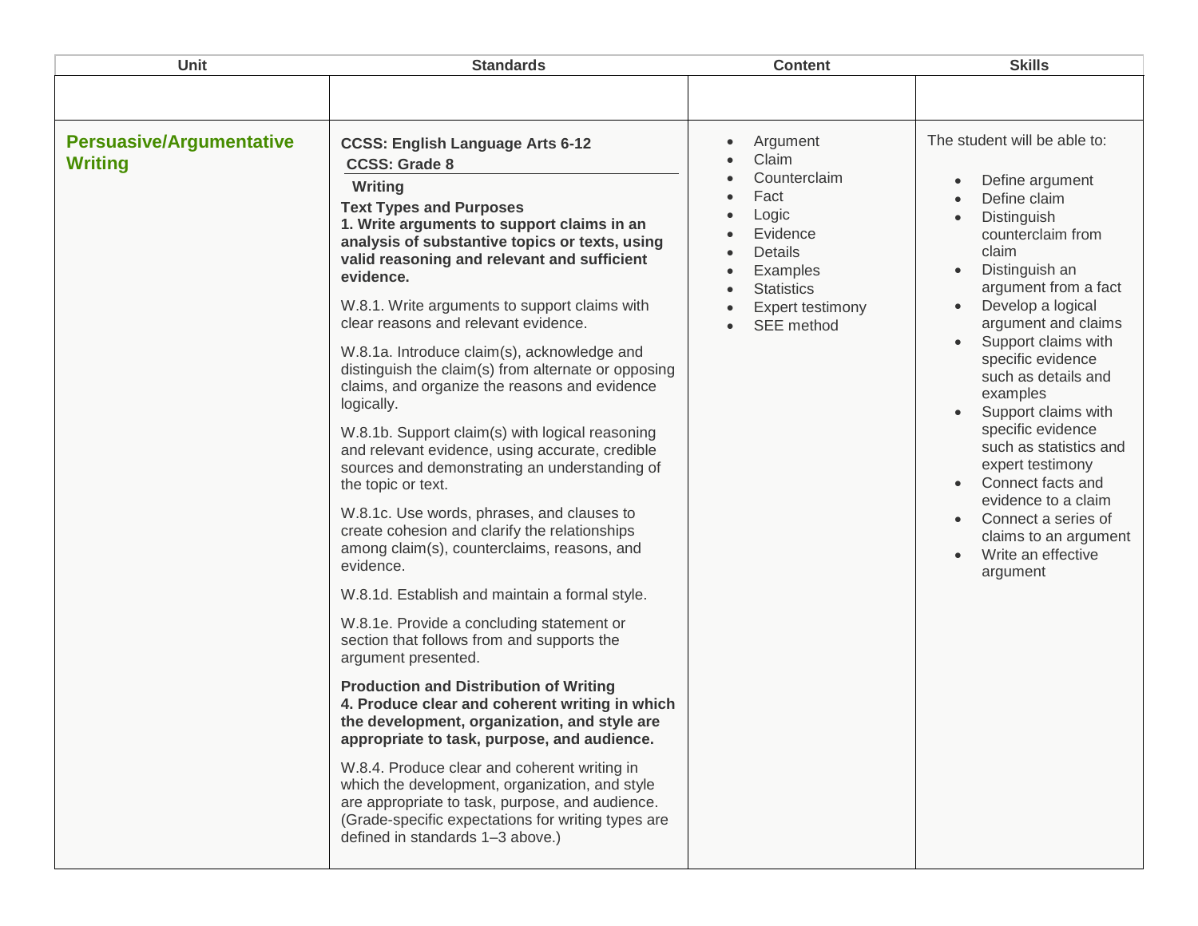| Unit | Standards | Content | Skills |
|---|---|---|---|
| | | | |
| **Persuasive/Argumentative Writing** | **CCSS: English Language Arts 6-12**<br>**CCSS: Grade 8**<br>**Writing**<br>**Text Types and Purposes**<br>**1. Write arguments to support claims in an analysis of substantive topics or texts, using valid reasoning and relevant and sufficient evidence.**<br><br>W.8.1. Write arguments to support claims with clear reasons and relevant evidence.<br><br>W.8.1a. Introduce claim(s), acknowledge and distinguish the claim(s) from alternate or opposing claims, and organize the reasons and evidence logically.<br><br>W.8.1b. Support claim(s) with logical reasoning and relevant evidence, using accurate, credible sources and demonstrating an understanding of the topic or text.<br><br>W.8.1c. Use words, phrases, and clauses to create cohesion and clarify the relationships among claim(s), counterclaims, reasons, and evidence.<br><br>W.8.1d. Establish and maintain a formal style.<br><br>W.8.1e. Provide a concluding statement or section that follows from and supports the argument presented.<br><br>**Production and Distribution of Writing**<br>**4. Produce clear and coherent writing in which the development, organization, and style are appropriate to task, purpose, and audience.**<br><br>W.8.4. Produce clear and coherent writing in which the development, organization, and style are appropriate to task, purpose, and audience. (Grade-specific expectations for writing types are defined in standards 1–3 above.) | • Argument<br>• Claim<br>• Counterclaim<br>• Fact<br>• Logic<br>• Evidence<br>• Details<br>• Examples<br>• Statistics<br>• Expert testimony<br>• SEE method | The student will be able to:<br><br>• Define argument<br>• Define claim<br>• Distinguish counterclaim from claim<br>• Distinguish an argument from a fact<br>• Develop a logical argument and claims<br>• Support claims with specific evidence such as details and examples<br>• Support claims with specific evidence such as statistics and expert testimony<br>• Connect facts and evidence to a claim<br>• Connect a series of claims to an argument<br>• Write an effective argument |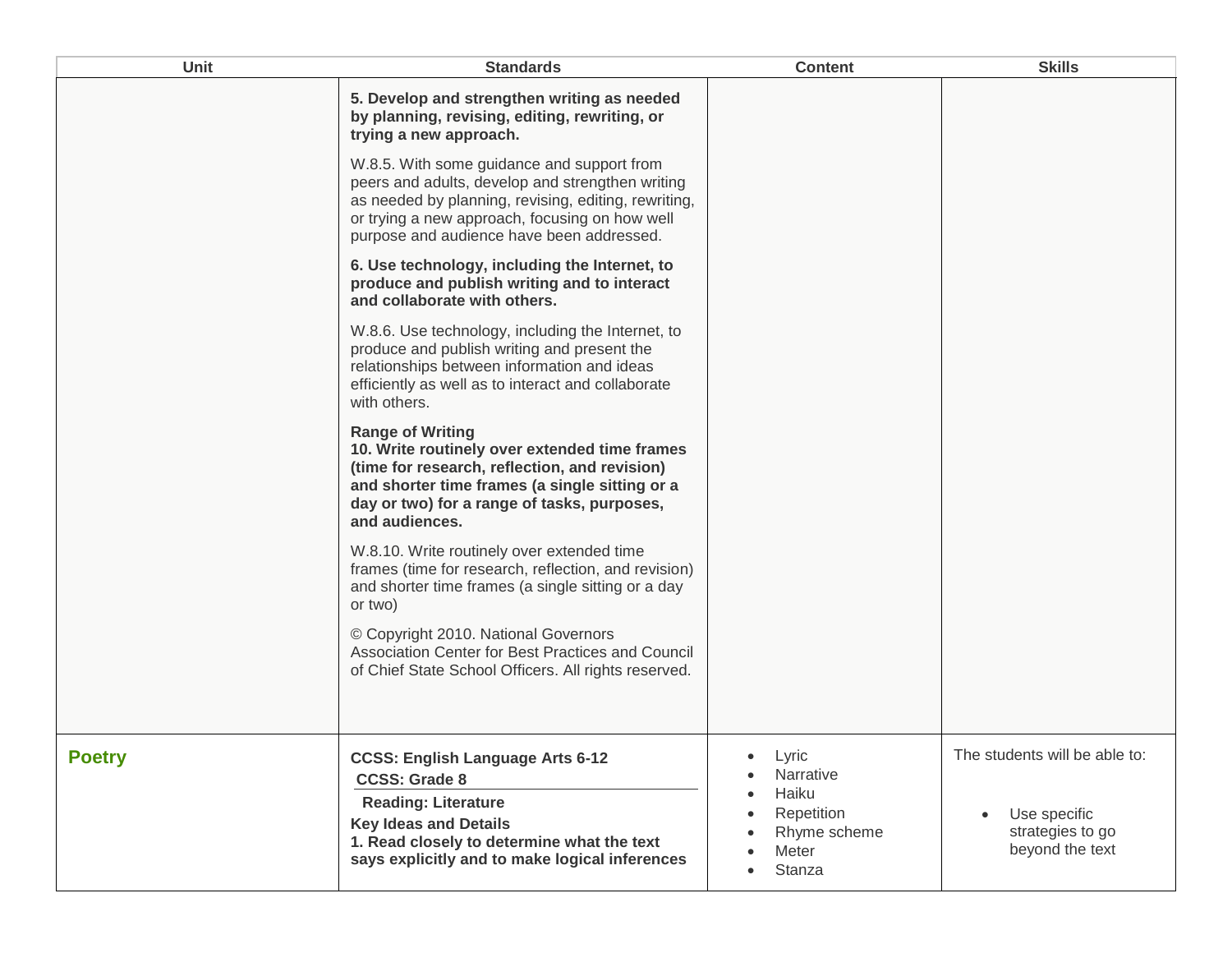| Unit | Standards | Content | Skills |
|---|---|---|---|
| | **5. Develop and strengthen writing as needed by planning, revising, editing, rewriting, or trying a new approach.**<br><br>W.8.5. With some guidance and support from peers and adults, develop and strengthen writing as needed by planning, revising, editing, rewriting, or trying a new approach, focusing on how well purpose and audience have been addressed.<br><br>**6. Use technology, including the Internet, to produce and publish writing and to interact and collaborate with others.**<br><br>W.8.6. Use technology, including the Internet, to produce and publish writing and present the relationships between information and ideas efficiently as well as to interact and collaborate with others.<br><br>**Range of Writing**<br>**10. Write routinely over extended time frames (time for research, reflection, and revision) and shorter time frames (a single sitting or a day or two) for a range of tasks, purposes, and audiences.**<br><br>W.8.10. Write routinely over extended time frames (time for research, reflection, and revision) and shorter time frames (a single sitting or a day or two)<br><br>© Copyright 2010. National Governors Association Center for Best Practices and Council of Chief State School Officers. All rights reserved. | | |
| **Poetry** | **CCSS: English Language Arts 6-12**<br>**CCSS: Grade 8**<br>**Reading: Literature**<br>**Key Ideas and Details**<br>**1. Read closely to determine what the text says explicitly and to make logical inferences** | • Lyric<br>• Narrative<br>• Haiku<br>• Repetition<br>• Rhyme scheme<br>• Meter<br>• Stanza | The students will be able to:<br><br>• Use specific strategies to go beyond the text |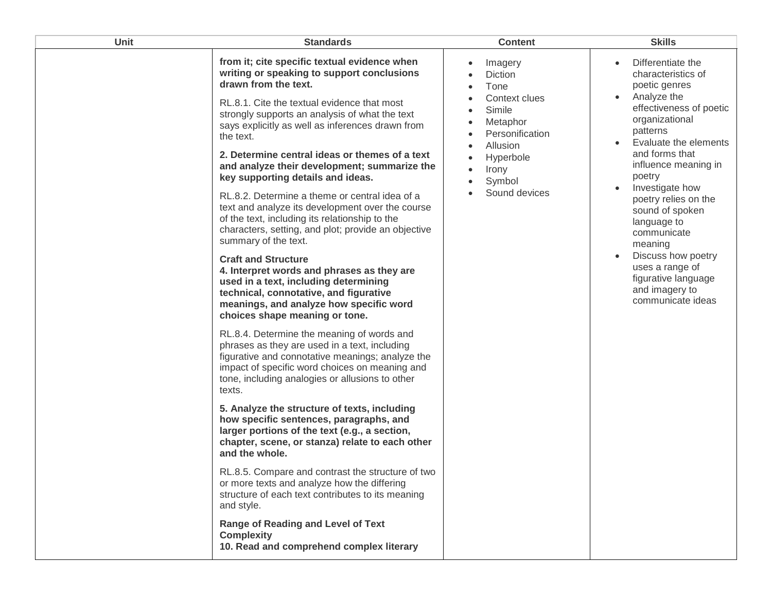| Unit | Standards | Content | Skills |
|---|---|---|---|
| | **from it; cite specific textual evidence when writing or speaking to support conclusions drawn from the text.**<br><br>RL.8.1. Cite the textual evidence that most strongly supports an analysis of what the text says explicitly as well as inferences drawn from the text.<br><br>**2. Determine central ideas or themes of a text and analyze their development; summarize the key supporting details and ideas.**<br><br>RL.8.2. Determine a theme or central idea of a text and analyze its development over the course of the text, including its relationship to the characters, setting, and plot; provide an objective summary of the text.<br><br>**Craft and Structure**<br>**4. Interpret words and phrases as they are used in a text, including determining technical, connotative, and figurative meanings, and analyze how specific word choices shape meaning or tone.**<br><br>RL.8.4. Determine the meaning of words and phrases as they are used in a text, including figurative and connotative meanings; analyze the impact of specific word choices on meaning and tone, including analogies or allusions to other texts.<br><br>**5. Analyze the structure of texts, including how specific sentences, paragraphs, and larger portions of the text (e.g., a section, chapter, scene, or stanza) relate to each other and the whole.**<br><br>RL.8.5. Compare and contrast the structure of two or more texts and analyze how the differing structure of each text contributes to its meaning and style.<br><br>**Range of Reading and Level of Text Complexity**<br>**10. Read and comprehend complex literary** | • Imagery<br>• Diction<br>• Tone<br>• Context clues<br>• Simile<br>• Metaphor<br>• Personification<br>• Allusion<br>• Hyperbole<br>• Irony<br>• Symbol<br>• Sound devices | • Differentiate the characteristics of poetic genres<br>• Analyze the effectiveness of poetic organizational patterns<br>• Evaluate the elements and forms that influence meaning in poetry<br>• Investigate how poetry relies on the sound of spoken language to communicate meaning<br>• Discuss how poetry uses a range of figurative language and imagery to communicate ideas |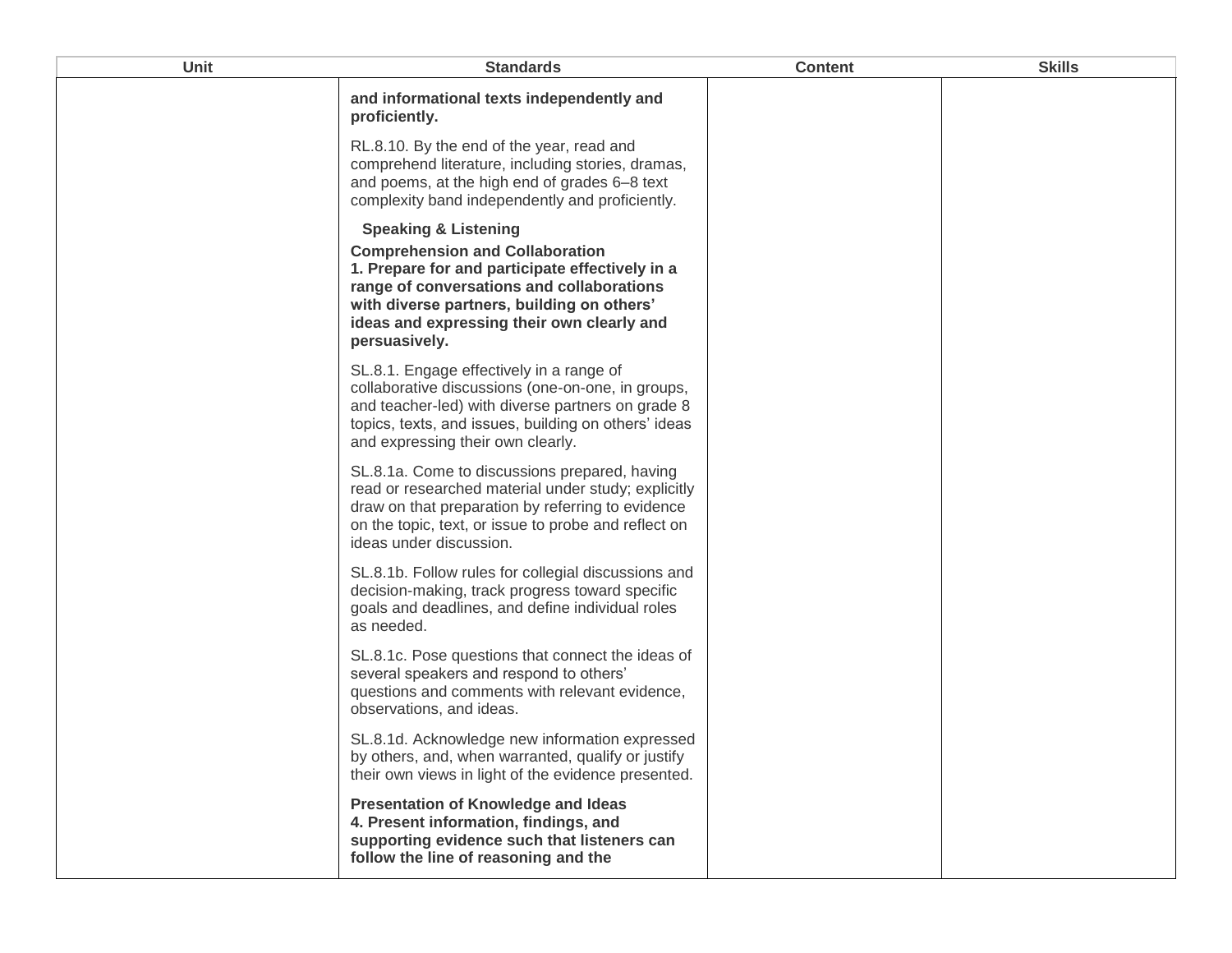| Unit | Standards | Content | Skills |
| --- | --- | --- | --- |
| | **and informational texts independently and proficiently.**<br><br>RL.8.10. By the end of the year, read and comprehend literature, including stories, dramas, and poems, at the high end of grades 6–8 text complexity band independently and proficiently.<br><br>**Speaking & Listening**<br>**Comprehension and Collaboration**<br>**1. Prepare for and participate effectively in a range of conversations and collaborations with diverse partners, building on others' ideas and expressing their own clearly and persuasively.**<br><br>SL.8.1. Engage effectively in a range of collaborative discussions (one-on-one, in groups, and teacher-led) with diverse partners on grade 8 topics, texts, and issues, building on others' ideas and expressing their own clearly.<br><br>SL.8.1a. Come to discussions prepared, having read or researched material under study; explicitly draw on that preparation by referring to evidence on the topic, text, or issue to probe and reflect on ideas under discussion.<br><br>SL.8.1b. Follow rules for collegial discussions and decision-making, track progress toward specific goals and deadlines, and define individual roles as needed.<br><br>SL.8.1c. Pose questions that connect the ideas of several speakers and respond to others' questions and comments with relevant evidence, observations, and ideas.<br><br>SL.8.1d. Acknowledge new information expressed by others, and, when warranted, qualify or justify their own views in light of the evidence presented.<br><br>**Presentation of Knowledge and Ideas**<br>**4. Present information, findings, and supporting evidence such that listeners can follow the line of reasoning and the** | | |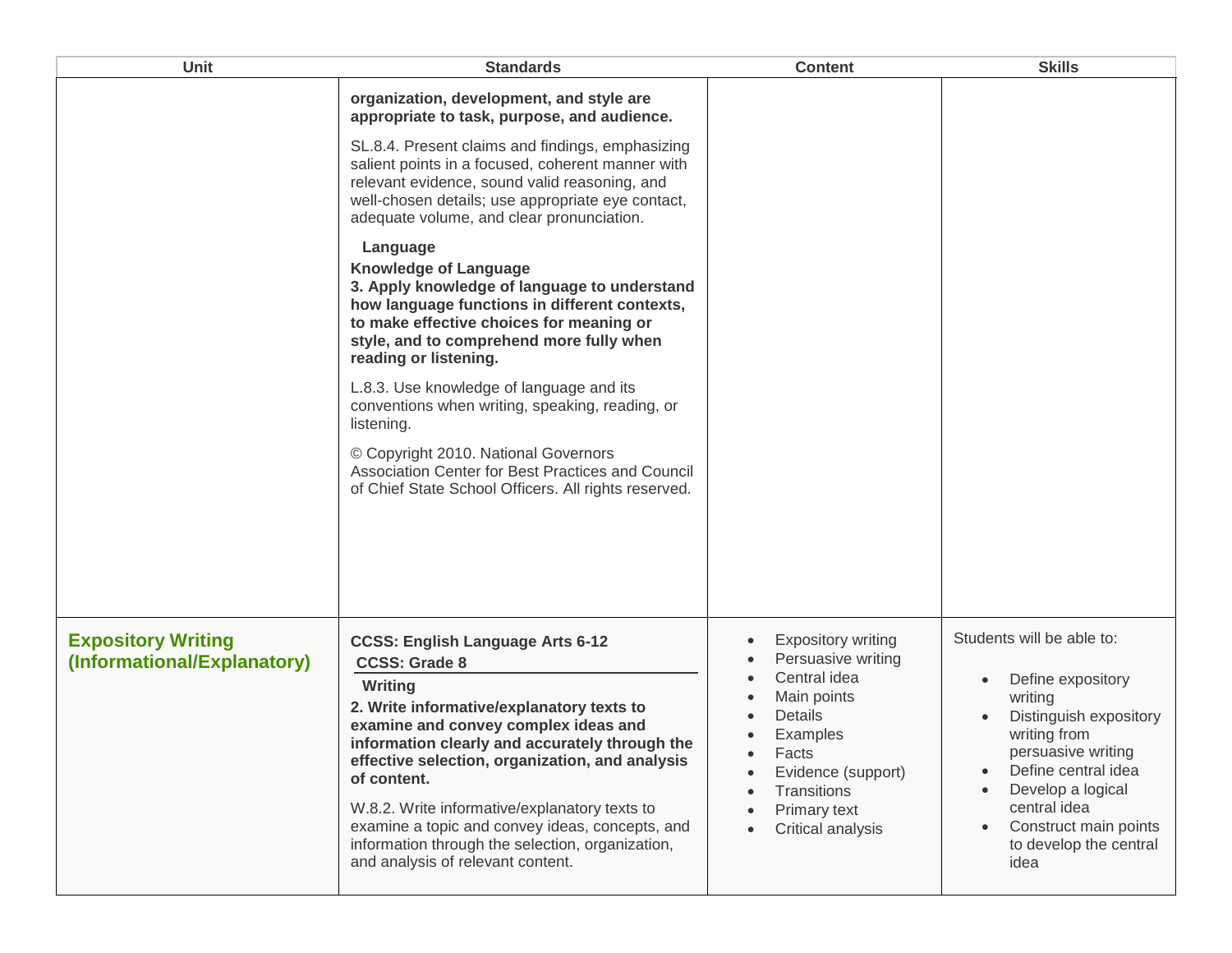| Unit | Standards | Content | Skills |
|---|---|---|---|
| | **organization, development, and style are appropriate to task, purpose, and audience.**<br><br>SL.8.4. Present claims and findings, emphasizing salient points in a focused, coherent manner with relevant evidence, sound valid reasoning, and well-chosen details; use appropriate eye contact, adequate volume, and clear pronunciation.<br><br>**Language**<br>**Knowledge of Language**<br>**3. Apply knowledge of language to understand how language functions in different contexts, to make effective choices for meaning or style, and to comprehend more fully when reading or listening.**<br><br>L.8.3. Use knowledge of language and its conventions when writing, speaking, reading, or listening.<br><br>© Copyright 2010. National Governors Association Center for Best Practices and Council of Chief State School Officers. All rights reserved. | | |
| **Expository Writing (Informational/Explanatory)** | **CCSS: English Language Arts 6-12**<br>**CCSS: Grade 8**<br>**Writing**<br>**2. Write informative/explanatory texts to examine and convey complex ideas and information clearly and accurately through the effective selection, organization, and analysis of content.**<br><br>W.8.2. Write informative/explanatory texts to examine a topic and convey ideas, concepts, and information through the selection, organization, and analysis of relevant content. | • Expository writing<br>• Persuasive writing<br>• Central idea<br>• Main points<br>• Details<br>• Examples<br>• Facts<br>• Evidence (support)<br>• Transitions<br>• Primary text<br>• Critical analysis | Students will be able to:<br><br>• Define expository writing<br>• Distinguish expository writing from persuasive writing<br>• Define central idea<br>• Develop a logical central idea<br>• Construct main points to develop the central idea |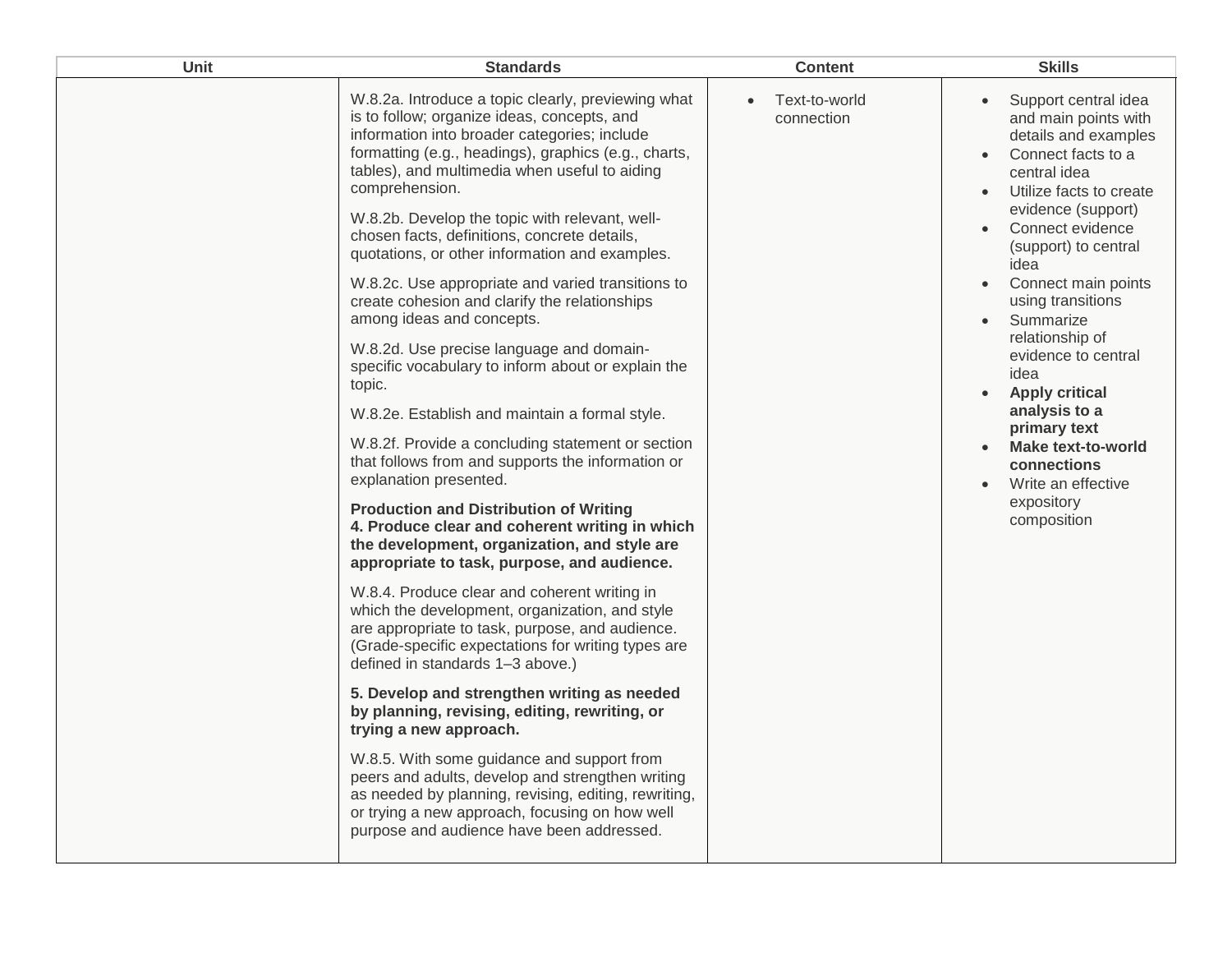| Unit | Standards | Content | Skills |
|---|---|---|---|
| | W.8.2a. Introduce a topic clearly, previewing what is to follow; organize ideas, concepts, and information into broader categories; include formatting (e.g., headings), graphics (e.g., charts, tables), and multimedia when useful to aiding comprehension.<br><br>W.8.2b. Develop the topic with relevant, well-chosen facts, definitions, concrete details, quotations, or other information and examples.<br><br>W.8.2c. Use appropriate and varied transitions to create cohesion and clarify the relationships among ideas and concepts.<br><br>W.8.2d. Use precise language and domain-specific vocabulary to inform about or explain the topic.<br><br>W.8.2e. Establish and maintain a formal style.<br><br>W.8.2f. Provide a concluding statement or section that follows from and supports the information or explanation presented.<br><br>**Production and Distribution of Writing**<br>**4. Produce clear and coherent writing in which the development, organization, and style are appropriate to task, purpose, and audience.**<br><br>W.8.4. Produce clear and coherent writing in which the development, organization, and style are appropriate to task, purpose, and audience. (Grade-specific expectations for writing types are defined in standards 1–3 above.)<br><br>**5. Develop and strengthen writing as needed by planning, revising, editing, rewriting, or trying a new approach.**<br><br>W.8.5. With some guidance and support from peers and adults, develop and strengthen writing as needed by planning, revising, editing, rewriting, or trying a new approach, focusing on how well purpose and audience have been addressed. | • Text-to-world connection | • Support central idea and main points with details and examples<br>• Connect facts to a central idea<br>• Utilize facts to create evidence (support)<br>• Connect evidence (support) to central idea<br>• Connect main points using transitions<br>• Summarize relationship of evidence to central idea<br>• **Apply critical analysis to a primary text**<br>• **Make text-to-world connections**<br>• Write an effective expository composition |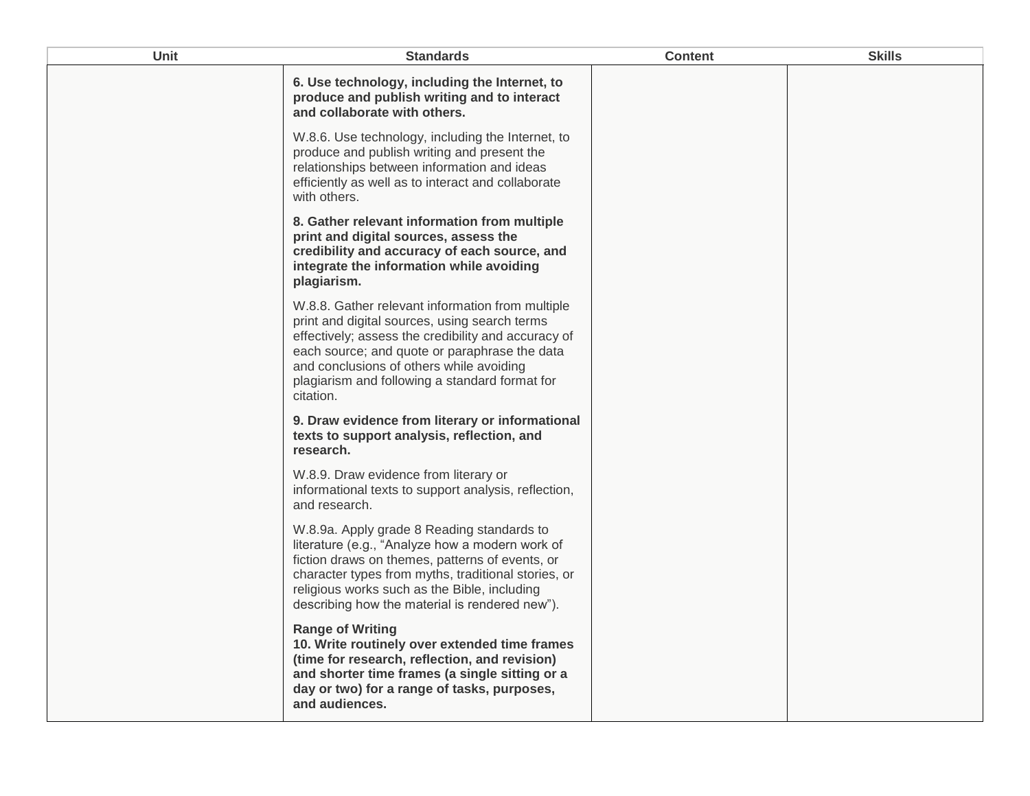| Unit | Standards | Content | Skills |
| --- | --- | --- | --- |
| | **6. Use technology, including the Internet, to produce and publish writing and to interact and collaborate with others.**<br><br>W.8.6. Use technology, including the Internet, to produce and publish writing and present the relationships between information and ideas efficiently as well as to interact and collaborate with others.<br><br>**8. Gather relevant information from multiple print and digital sources, assess the credibility and accuracy of each source, and integrate the information while avoiding plagiarism.**<br><br>W.8.8. Gather relevant information from multiple print and digital sources, using search terms effectively; assess the credibility and accuracy of each source; and quote or paraphrase the data and conclusions of others while avoiding plagiarism and following a standard format for citation.<br><br>**9. Draw evidence from literary or informational texts to support analysis, reflection, and research.**<br><br>W.8.9. Draw evidence from literary or informational texts to support analysis, reflection, and research.<br><br>W.8.9a. Apply grade 8 Reading standards to literature (e.g., "Analyze how a modern work of fiction draws on themes, patterns of events, or character types from myths, traditional stories, or religious works such as the Bible, including describing how the material is rendered new").<br><br>**Range of Writing**<br>**10. Write routinely over extended time frames (time for research, reflection, and revision) and shorter time frames (a single sitting or a day or two) for a range of tasks, purposes, and audiences.** | | |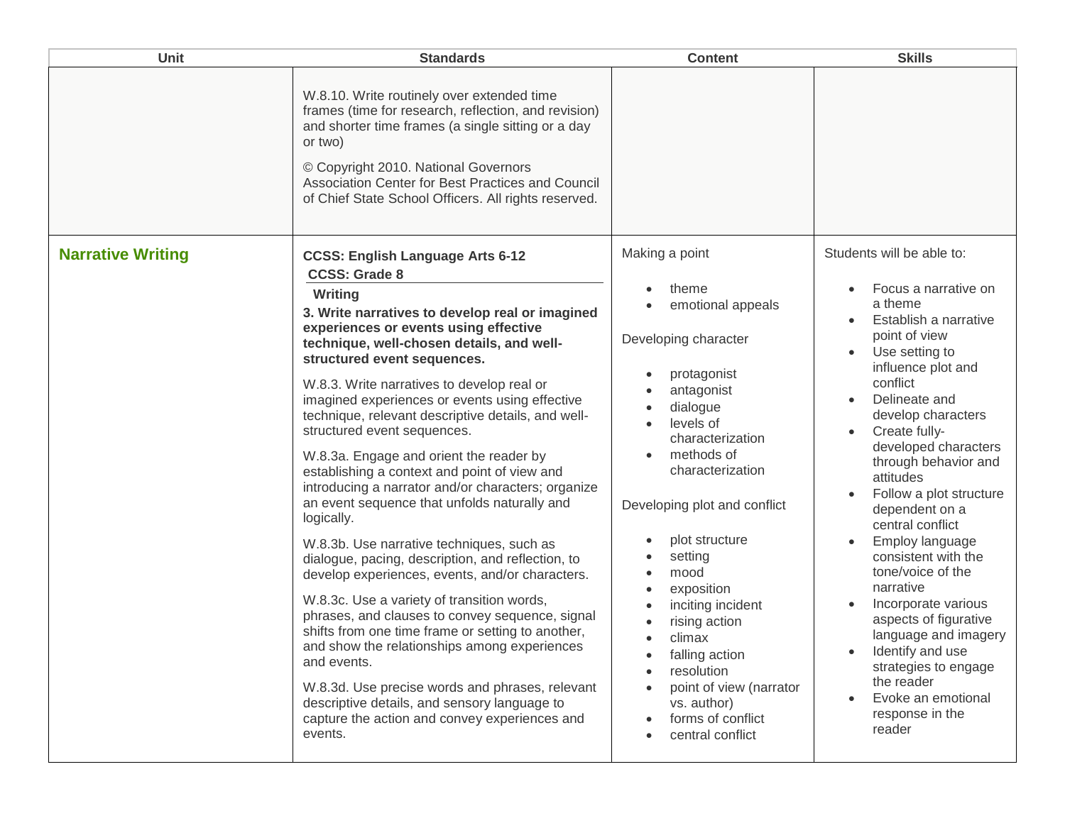| Unit | Standards | Content | Skills |
|---|---|---|---|
| | W.8.10. Write routinely over extended time frames (time for research, reflection, and revision) and shorter time frames (a single sitting or a day or two)<br><br>© Copyright 2010. National Governors Association Center for Best Practices and Council of Chief State School Officers. All rights reserved. | | |
| **Narrative Writing** | **CCSS: English Language Arts 6-12**<br>**CCSS: Grade 8**<br>**Writing**<br>**3. Write narratives to develop real or imagined experiences or events using effective technique, well-chosen details, and well-structured event sequences.**<br><br>W.8.3. Write narratives to develop real or imagined experiences or events using effective technique, relevant descriptive details, and well-structured event sequences.<br><br>W.8.3a. Engage and orient the reader by establishing a context and point of view and introducing a narrator and/or characters; organize an event sequence that unfolds naturally and logically.<br><br>W.8.3b. Use narrative techniques, such as dialogue, pacing, description, and reflection, to develop experiences, events, and/or characters.<br><br>W.8.3c. Use a variety of transition words, phrases, and clauses to convey sequence, signal shifts from one time frame or setting to another, and show the relationships among experiences and events.<br><br>W.8.3d. Use precise words and phrases, relevant descriptive details, and sensory language to capture the action and convey experiences and events. | Making a point<br>• theme<br>• emotional appeals<br><br>Developing character<br>• protagonist<br>• antagonist<br>• dialogue<br>• levels of characterization<br>• methods of characterization<br><br>Developing plot and conflict<br>• plot structure<br>• setting<br>• mood<br>• exposition<br>• inciting incident<br>• rising action<br>• climax<br>• falling action<br>• resolution<br>• point of view (narrator vs. author)<br>• forms of conflict<br>• central conflict | Students will be able to:<br>• Focus a narrative on a theme<br>• Establish a narrative point of view<br>• Use setting to influence plot and conflict<br>• Delineate and develop characters<br>• Create fully-developed characters through behavior and attitudes<br>• Follow a plot structure dependent on a central conflict<br>• Employ language consistent with the tone/voice of the narrative<br>• Incorporate various aspects of figurative language and imagery<br>• Identify and use strategies to engage the reader<br>• Evoke an emotional response in the reader |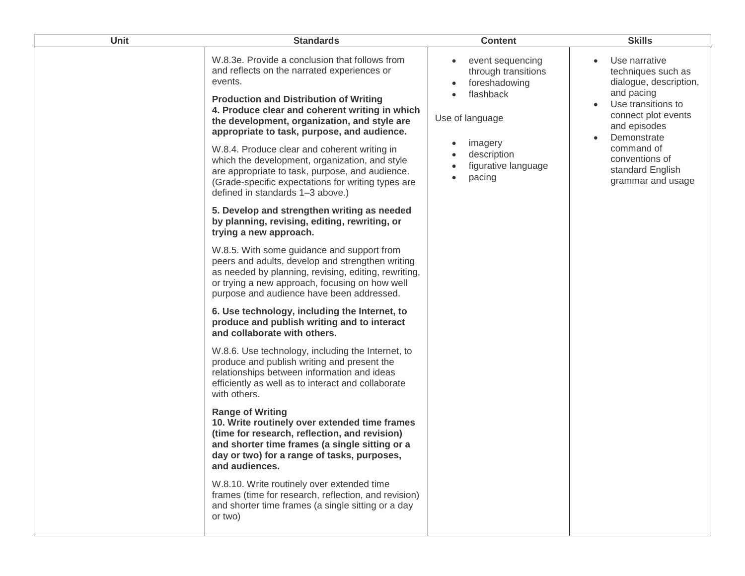| Unit | Standards | Content | Skills |
| --- | --- | --- | --- |
| | W.8.3e. Provide a conclusion that follows from and reflects on the narrated experiences or events.<br><br>**Production and Distribution of Writing**<br>**4. Produce clear and coherent writing in which the development, organization, and style are appropriate to task, purpose, and audience.**<br><br>W.8.4. Produce clear and coherent writing in which the development, organization, and style are appropriate to task, purpose, and audience. (Grade-specific expectations for writing types are defined in standards 1–3 above.)<br><br>**5. Develop and strengthen writing as needed by planning, revising, editing, rewriting, or trying a new approach.**<br><br>W.8.5. With some guidance and support from peers and adults, develop and strengthen writing as needed by planning, revising, editing, rewriting, or trying a new approach, focusing on how well purpose and audience have been addressed.<br><br>**6. Use technology, including the Internet, to produce and publish writing and to interact and collaborate with others.**<br><br>W.8.6. Use technology, including the Internet, to produce and publish writing and present the relationships between information and ideas efficiently as well as to interact and collaborate with others.<br><br>**Range of Writing**<br>**10. Write routinely over extended time frames (time for research, reflection, and revision) and shorter time frames (a single sitting or a day or two) for a range of tasks, purposes, and audiences.**<br><br>W.8.10. Write routinely over extended time frames (time for research, reflection, and revision) and shorter time frames (a single sitting or a day or two) | • event sequencing through transitions<br>• foreshadowing<br>• flashback<br><br>Use of language<br><br>• imagery<br>• description<br>• figurative language<br>• pacing | • Use narrative techniques such as dialogue, description, and pacing<br>• Use transitions to connect plot events and episodes<br>• Demonstrate command of conventions of standard English grammar and usage |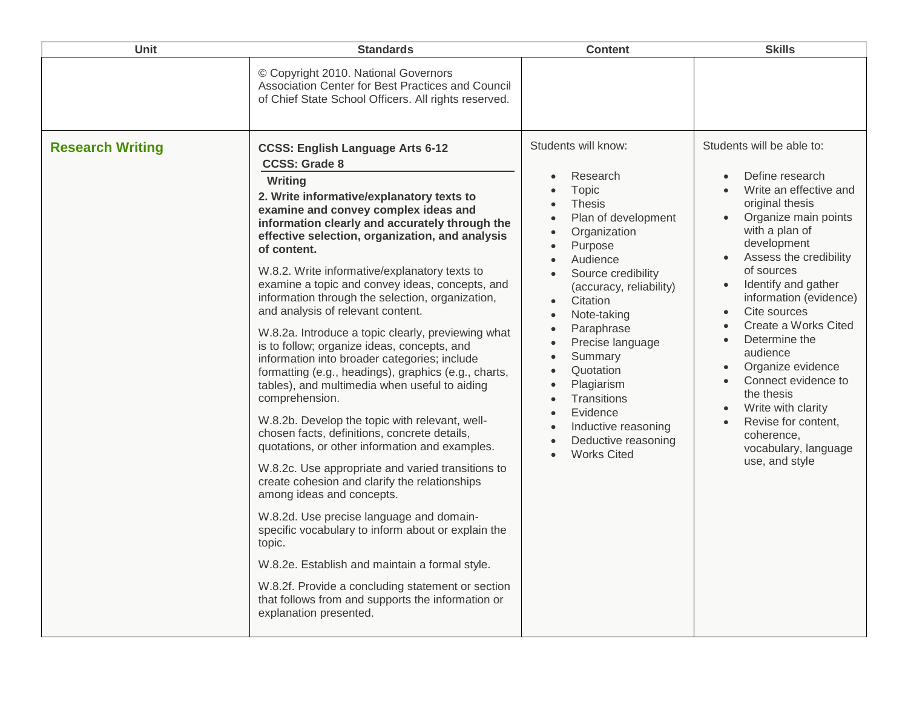| Unit | Standards | Content | Skills |
|---|---|---|---|
| | © Copyright 2010. National Governors Association Center for Best Practices and Council of Chief State School Officers. All rights reserved. | | |
| **Research Writing** | **CCSS: English Language Arts 6-12**<br>**CCSS: Grade 8**<br>**Writing**<br>**2. Write informative/explanatory texts to examine and convey complex ideas and information clearly and accurately through the effective selection, organization, and analysis of content.**<br><br>W.8.2. Write informative/explanatory texts to examine a topic and convey ideas, concepts, and information through the selection, organization, and analysis of relevant content.<br><br>W.8.2a. Introduce a topic clearly, previewing what is to follow; organize ideas, concepts, and information into broader categories; include formatting (e.g., headings), graphics (e.g., charts, tables), and multimedia when useful to aiding comprehension.<br><br>W.8.2b. Develop the topic with relevant, well-chosen facts, definitions, concrete details, quotations, or other information and examples.<br><br>W.8.2c. Use appropriate and varied transitions to create cohesion and clarify the relationships among ideas and concepts.<br><br>W.8.2d. Use precise language and domain-specific vocabulary to inform about or explain the topic.<br><br>W.8.2e. Establish and maintain a formal style.<br><br>W.8.2f. Provide a concluding statement or section that follows from and supports the information or explanation presented. | Students will know:<br><br>• Research<br>• Topic<br>• Thesis<br>• Plan of development<br>• Organization<br>• Purpose<br>• Audience<br>• Source credibility (accuracy, reliability)<br>• Citation<br>• Note-taking<br>• Paraphrase<br>• Precise language<br>• Summary<br>• Quotation<br>• Plagiarism<br>• Transitions<br>• Evidence<br>• Inductive reasoning<br>• Deductive reasoning<br>• Works Cited | Students will be able to:<br><br>• Define research<br>• Write an effective and original thesis<br>• Organize main points with a plan of development<br>• Assess the credibility of sources<br>• Identify and gather information (evidence)<br>• Cite sources<br>• Create a Works Cited<br>• Determine the audience<br>• Organize evidence<br>• Connect evidence to the thesis<br>• Write with clarity<br>• Revise for content, coherence, vocabulary, language use, and style |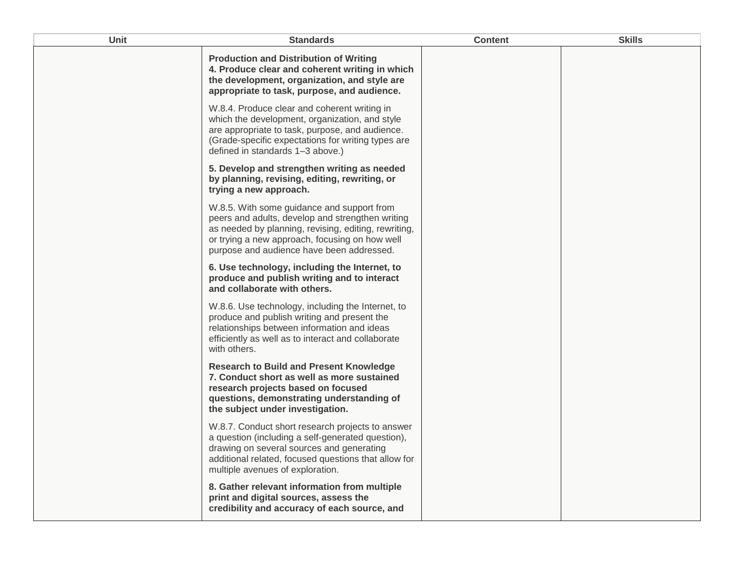| Unit | Standards | Content | Skills |
|---|---|---|---|
| | **Production and Distribution of Writing**<br>**4. Produce clear and coherent writing in which the development, organization, and style are appropriate to task, purpose, and audience.**<br><br>W.8.4. Produce clear and coherent writing in which the development, organization, and style are appropriate to task, purpose, and audience. (Grade-specific expectations for writing types are defined in standards 1–3 above.)<br><br>**5. Develop and strengthen writing as needed by planning, revising, editing, rewriting, or trying a new approach.**<br><br>W.8.5. With some guidance and support from peers and adults, develop and strengthen writing as needed by planning, revising, editing, rewriting, or trying a new approach, focusing on how well purpose and audience have been addressed.<br><br>**6. Use technology, including the Internet, to produce and publish writing and to interact and collaborate with others.**<br><br>W.8.6. Use technology, including the Internet, to produce and publish writing and present the relationships between information and ideas efficiently as well as to interact and collaborate with others.<br><br>**Research to Build and Present Knowledge**<br>**7. Conduct short as well as more sustained research projects based on focused questions, demonstrating understanding of the subject under investigation.**<br><br>W.8.7. Conduct short research projects to answer a question (including a self-generated question), drawing on several sources and generating additional related, focused questions that allow for multiple avenues of exploration.<br><br>**8. Gather relevant information from multiple print and digital sources, assess the credibility and accuracy of each source, and** | | |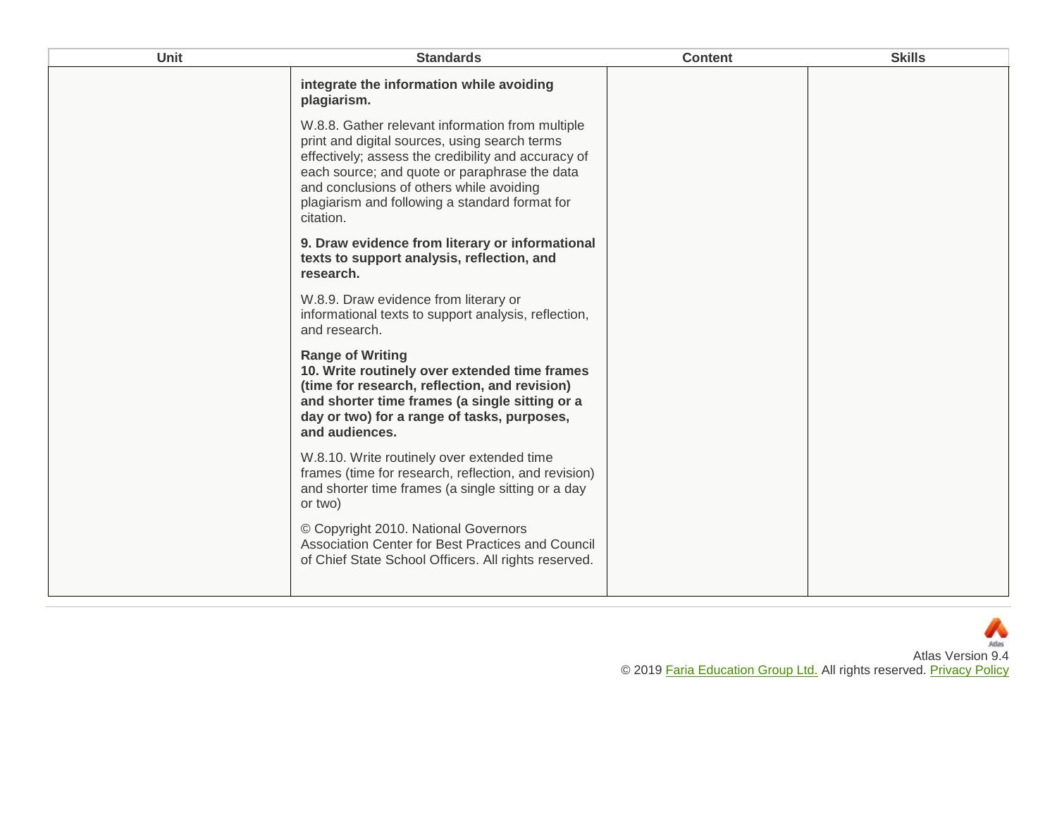| Unit | Standards | Content | Skills |
|---|---|---|---|
| | **integrate the information while avoiding plagiarism.**<br><br>W.8.8. Gather relevant information from multiple print and digital sources, using search terms effectively; assess the credibility and accuracy of each source; and quote or paraphrase the data and conclusions of others while avoiding plagiarism and following a standard format for citation.<br><br>**9. Draw evidence from literary or informational texts to support analysis, reflection, and research.**<br><br>W.8.9. Draw evidence from literary or informational texts to support analysis, reflection, and research.<br><br>**Range of Writing**<br>**10. Write routinely over extended time frames (time for research, reflection, and revision) and shorter time frames (a single sitting or a day or two) for a range of tasks, purposes, and audiences.**<br><br>W.8.10. Write routinely over extended time frames (time for research, reflection, and revision) and shorter time frames (a single sitting or a day or two)<br><br>© Copyright 2010. National Governors Association Center for Best Practices and Council of Chief State School Officers. All rights reserved. | | |

Atlas Version 9.4
© 2019 Faria Education Group Ltd. All rights reserved. Privacy Policy